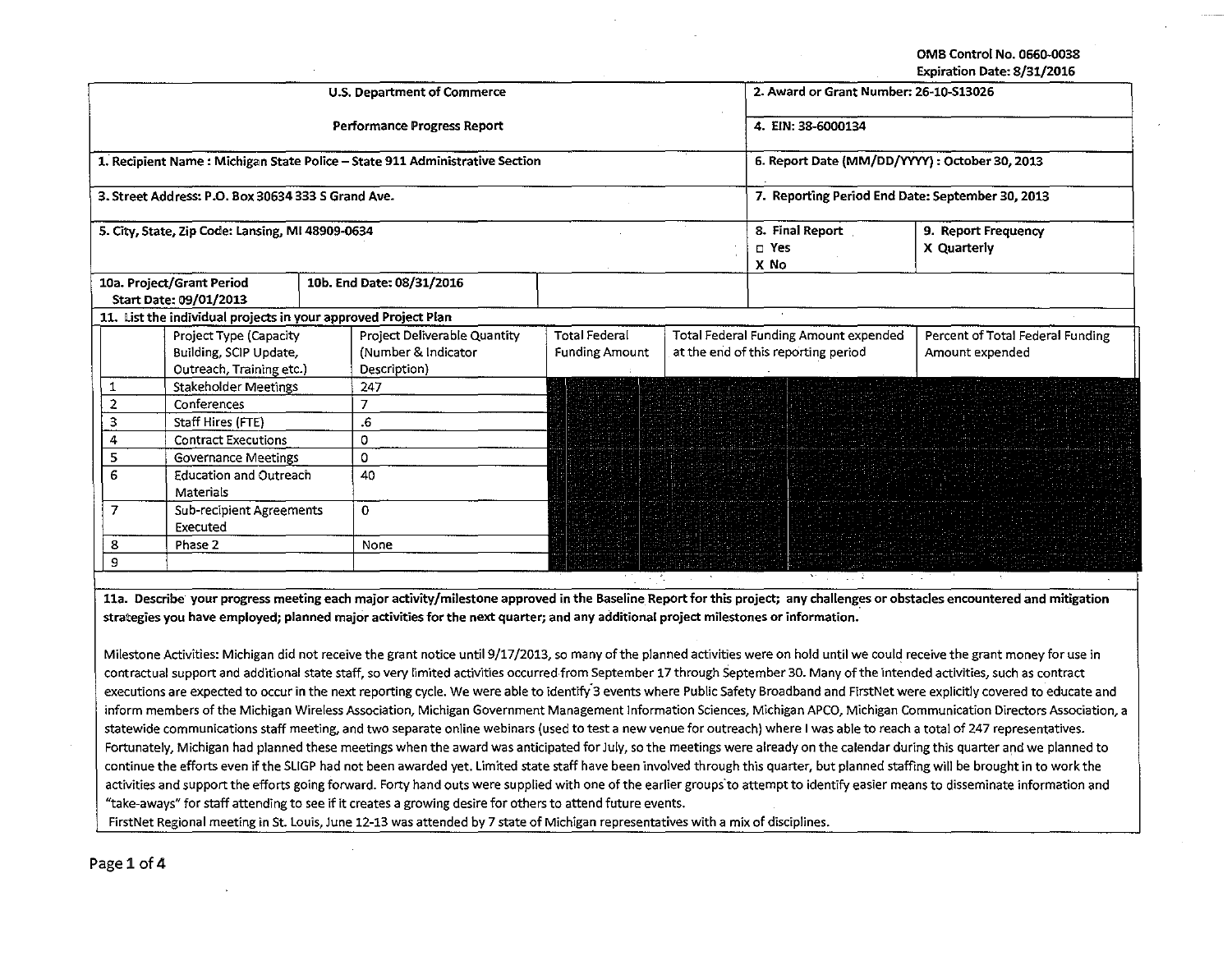OMB Control No. 0660-0038
Expiration Date: 8/31/2016

| U.S. Department of Commerce | 2. Award or Grant Number: 26-10-S13026 |
|---|---|
| Performance Progress Report | 4. EIN: 38-6000134 |
| 1. Recipient Name : Michigan State Police – State 911 Administrative Section | 6. Report Date (MM/DD/YYYY) : October 30, 2013 |
| 3. Street Address: P.O. Box 30634 333 S Grand Ave. | 7. Reporting Period End Date: September 30, 2013 |
| 5. City, State, Zip Code: Lansing, MI 48909-0634 | 8. Final Report ☐ Yes X No / 9. Report Frequency X Quarterly |
| 10a. Project/Grant Period Start Date: 09/01/2013 / 10b. End Date: 08/31/2016 | |

11. List the individual projects in your approved Project Plan

| | Project Type (Capacity Building, SCIP Update, Outreach, Training etc.) | Project Deliverable Quantity (Number & Indicator Description) | Total Federal Funding Amount | Total Federal Funding Amount expended at the end of this reporting period | Percent of Total Federal Funding Amount expended |
|---|---|---|---|---|---|
| 1 | Stakeholder Meetings | 247 | | | |
| 2 | Conferences | 7 | | | |
| 3 | Staff Hires (FTE) | .6 | | | |
| 4 | Contract Executions | 0 | | | |
| 5 | Governance Meetings | 0 | | | |
| 6 | Education and Outreach Materials | 40 | | | |
| 7 | Sub-recipient Agreements Executed | 0 | | | |
| 8 | Phase 2 | None | | | |
| 9 | | | | | |

**11a. Describe your progress meeting each major activity/milestone approved in the Baseline Report for this project; any challenges or obstacles encountered and mitigation strategies you have employed; planned major activities for the next quarter; and any additional project milestones or information.**

Milestone Activities: Michigan did not receive the grant notice until 9/17/2013, so many of the planned activities were on hold until we could receive the grant money for use in contractual support and additional state staff, so very limited activities occurred from September 17 through September 30. Many of the intended activities, such as contract executions are expected to occur in the next reporting cycle. We were able to identify 3 events where Public Safety Broadband and FirstNet were explicitly covered to educate and inform members of the Michigan Wireless Association, Michigan Government Management Information Sciences, Michigan APCO, Michigan Communication Directors Association, a statewide communications staff meeting, and two separate online webinars (used to test a new venue for outreach) where I was able to reach a total of 247 representatives. Fortunately, Michigan had planned these meetings when the award was anticipated for July, so the meetings were already on the calendar during this quarter and we planned to continue the efforts even if the SLIGP had not been awarded yet. Limited state staff have been involved through this quarter, but planned staffing will be brought in to work the activities and support the efforts going forward. Forty hand outs were supplied with one of the earlier groups to attempt to identify easier means to disseminate information and "take-aways" for staff attending to see if it creates a growing desire for others to attend future events.

FirstNet Regional meeting in St. Louis, June 12-13 was attended by 7 state of Michigan representatives with a mix of disciplines.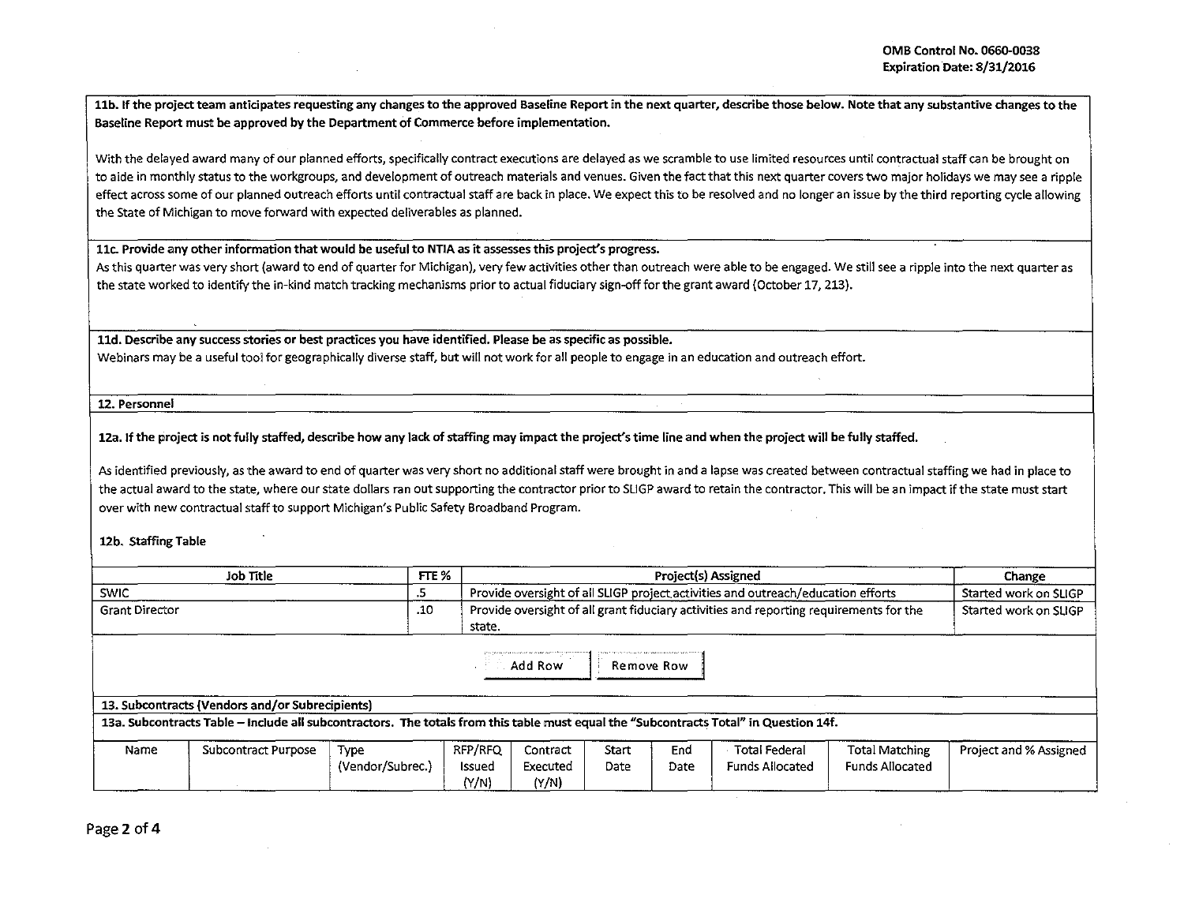**11b. If the project team anticipates requesting any changes to the approved Baseline Report in the next quarter, describe those below. Note that any substantive changes to the Baseline Report must be approved by the Department of Commerce before implementation.**

With the delayed award many of our planned efforts, specifically contract executions are delayed as we scramble to use limited resources until contractual staff can be brought on to aide in monthly status to the workgroups, and development of outreach materials and venues. Given the fact that this next quarter covers two major holidays we may see a ripple effect across some of our planned outreach efforts until contractual staff are back in place. We expect this to be resolved and no longer an issue by the third reporting cycle allowing the State of Michigan to move forward with expected deliverables as planned.

**11c. Provide any other information that would be useful to NTIA as it assesses this project's progress.**

As this quarter was very short (award to end of quarter for Michigan), very few activities other than outreach were able to be engaged. We still see a ripple into the next quarter as the state worked to identify the in-kind match tracking mechanisms prior to actual fiduciary sign-off for the grant award (October 17, 213).

**11d. Describe any success stories or best practices you have identified. Please be as specific as possible.**

Webinars may be a useful tool for geographically diverse staff, but will not work for all people to engage in an education and outreach effort.

**12. Personnel**

**12a. If the project is not fully staffed, describe how any lack of staffing may impact the project's time line and when the project will be fully staffed.**

As identified previously, as the award to end of quarter was very short no additional staff were brought in and a lapse was created between contractual staffing we had in place to the actual award to the state, where our state dollars ran out supporting the contractor prior to SLIGP award to retain the contractor. This will be an impact if the state must start over with new contractual staff to support Michigan's Public Safety Broadband Program.

**12b. Staffing Table**

| Job Title | FTE % | Project(s) Assigned | Change |
|---|---|---|---|
| SWIC | .5 | Provide oversight of all SLIGP project activities and outreach/education efforts | Started work on SLIGP |
| Grant Director | .10 | Provide oversight of all grant fiduciary activities and reporting requirements for the state. | Started work on SLIGP |

Add Row | Remove Row

**13. Subcontracts (Vendors and/or Subrecipients)**

**13a. Subcontracts Table – Include all subcontractors. The totals from this table must equal the "Subcontracts Total" in Question 14f.**

| Name | Subcontract Purpose | Type (Vendor/Subrec.) | RFP/RFQ Issued (Y/N) | Contract Executed (Y/N) | Start Date | End Date | Total Federal Funds Allocated | Total Matching Funds Allocated | Project and % Assigned |
|---|---|---|---|---|---|---|---|---|---|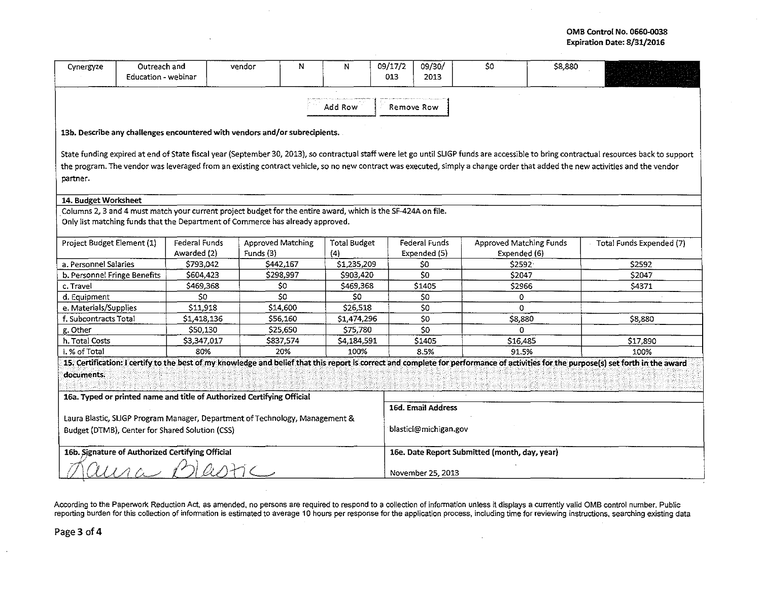| Cynergyze | Outreach and Education - webinar | vendor | N | N | 09/17/2013 | 09/30/2013 | $0 | $8,880 | |
|---|---|---|---|---|---|---|---|---|---|

Add Row Remove Row

**13b. Describe any challenges encountered with vendors and/or subrecipients.**

State funding expired at end of State fiscal year (September 30, 2013), so contractual staff were let go until SLIGP funds are accessible to bring contractual resources back to support the program. The vendor was leveraged from an existing contract vehicle, so no new contract was executed, simply a change order that added the new activities and the vendor partner.

**14. Budget Worksheet**

Columns 2, 3 and 4 must match your current project budget for the entire award, which is the SF-424A on file.
Only list matching funds that the Department of Commerce has already approved.

| Project Budget Element (1) | Federal Funds Awarded (2) | Approved Matching Funds (3) | Total Budget (4) | Federal Funds Expended (5) | Approved Matching Funds Expended (6) | Total Funds Expended (7) |
|---|---|---|---|---|---|---|
| a. Personnel Salaries | $793,042 | $442,167 | $1,235,209 | $0 | $2592 | $2592 |
| b. Personnel Fringe Benefits | $604,423 | $298,997 | $903,420 | $0 | $2047 | $2047 |
| c. Travel | $469,368 | $0 | $469,368 | $1405 | $2966 | $4371 |
| d. Equipment | $0 | $0 | $0 | $0 | 0 | |
| e. Materials/Supplies | $11,918 | $14,600 | $26,518 | $0 | 0 | |
| f. Subcontracts Total | $1,418,136 | $56,160 | $1,474,296 | $0 | $8,880 | $8,880 |
| g. Other | $50,130 | $25,650 | $75,780 | $0 | 0 | |
| h. Total Costs | $3,347,017 | $837,574 | $4,184,591 | $1405 | $16,485 | $17,890 |
| i. % of Total | 80% | 20% | 100% | 8.5% | 91.5% | 100% |

**15. Certification: I certify to the best of my knowledge and belief that this report is correct and complete for performance of activities for the purpose(s) set forth in the award documents.**

| **16a. Typed or printed name and title of Authorized Certifying Official** | **16d. Email Address** |
|---|---|
| Laura Blastic, SLIGP Program Manager, Department of Technology, Management & Budget (DTMB), Center for Shared Solution (CSS) | blasticl@michigan.gov |
| **16b. Signature of Authorized Certifying Official** | **16e. Date Report Submitted (month, day, year)** |
| Laura Blastic | November 25, 2013 |

According to the Paperwork Reduction Act, as amended, no persons are required to respond to a collection of information unless it displays a currently valid OMB control number. Public reporting burden for this collection of information is estimated to average 10 hours per response for the application process, including time for reviewing instructions, searching existing data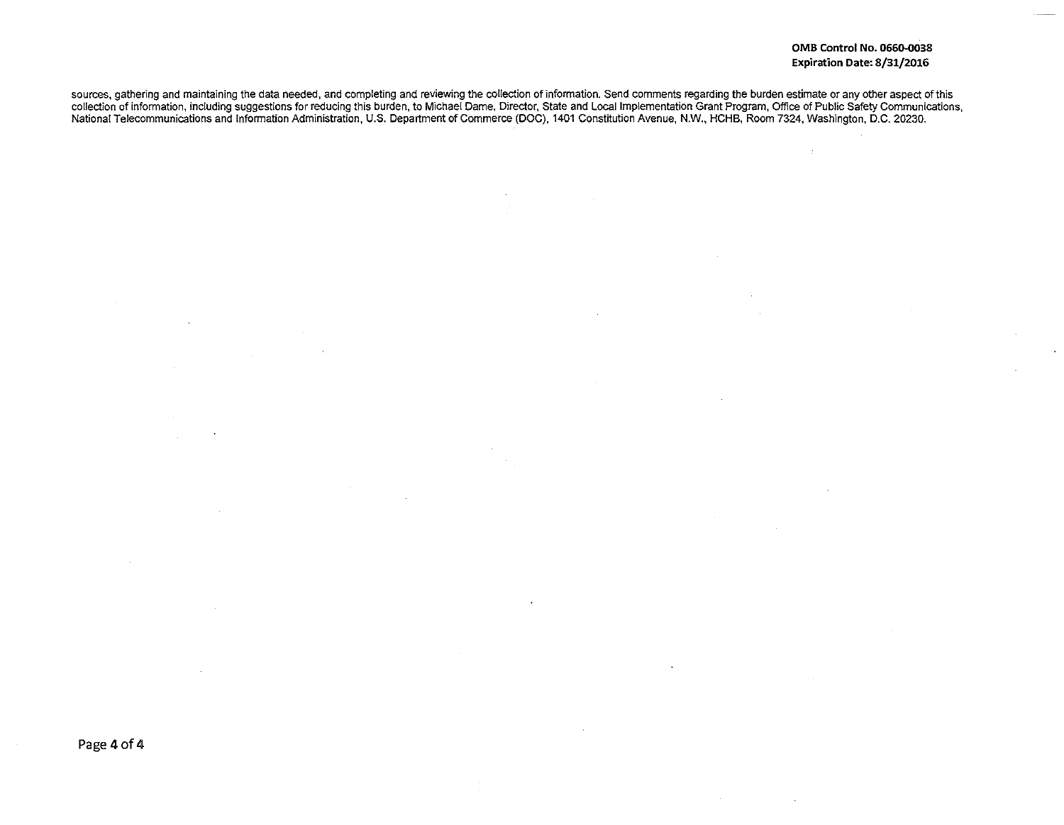sources, gathering and maintaining the data needed, and completing and reviewing the collection of information. Send comments regarding the burden estimate or any other aspect of this collection of information, including suggestions for reducing this burden, to Michael Dame, Director, State and Local Implementation Grant Program, Office of Public Safety Communications, National Telecommunications and Information Administration, U.S. Department of Commerce (DOC), 1401 Constitution Avenue, N.W., HCHB, Room 7324, Washington, D.C. 20230.